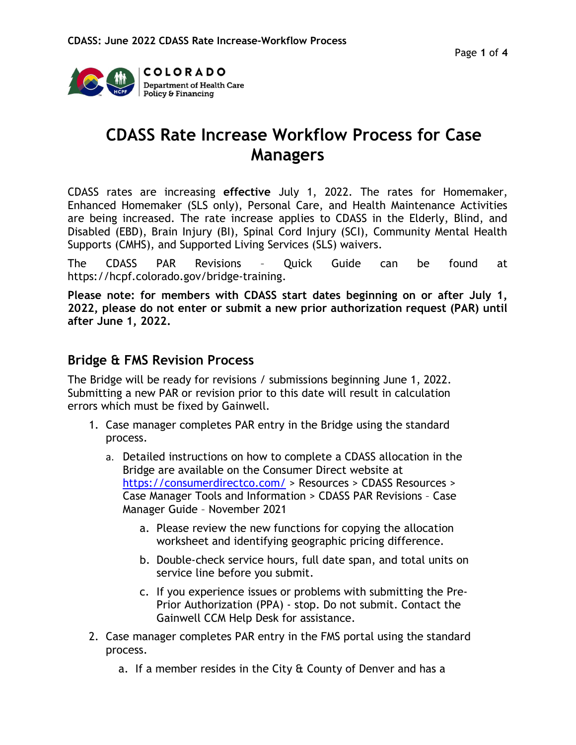# CDASS Rate Increase Workflow Process for Case Managers

CDASS rates are increasing **effective** July 1, 2022. The rates for Homemaker, Enhanced Homemaker (SLS only), Personal Care, and Health Maintenance Activities are being increased. The rate increase applies to CDASS in the Elderly, Blind, and Disabled (EBD), Brain Injury (BI), Spinal Cord Injury (SCI), Community Mental Health Supports (CMHS), and Supported Living Services (SLS) waivers.

The CDASS PAR Revisions – Quick Guide can be found at https://hcpf.colorado.gov/bridge-training.

**Please note: for members with CDASS start dates beginning on or after July 1, 2022, please do not enter or submit a new prior authorization request (PAR) until after June 1, 2022.**

## Bridge & FMS Revision Process

The Bridge will be ready for revisions / submissions beginning June 1, 2022. Submitting a new PAR or revision prior to this date will result in calculation errors which must be fixed by Gainwell.

1. Case manager completes PAR entry in the Bridge using the standard process.
   a. Detailed instructions on how to complete a CDASS allocation in the Bridge are available on the Consumer Direct website at [https://consumerdirectco.com/](https://consumerdirectco.com/) > Resources > CDASS Resources > Case Manager Tools and Information > CDASS PAR Revisions – Case Manager Guide – November 2021
      a. Please review the new functions for copying the allocation worksheet and identifying geographic pricing difference.
      b. Double-check service hours, full date span, and total units on service line before you submit.
      c. If you experience issues or problems with submitting the Pre-Prior Authorization (PPA) - stop. Do not submit. Contact the Gainwell CCM Help Desk for assistance.
2. Case manager completes PAR entry in the FMS portal using the standard process.
   a. If a member resides in the City & County of Denver and has a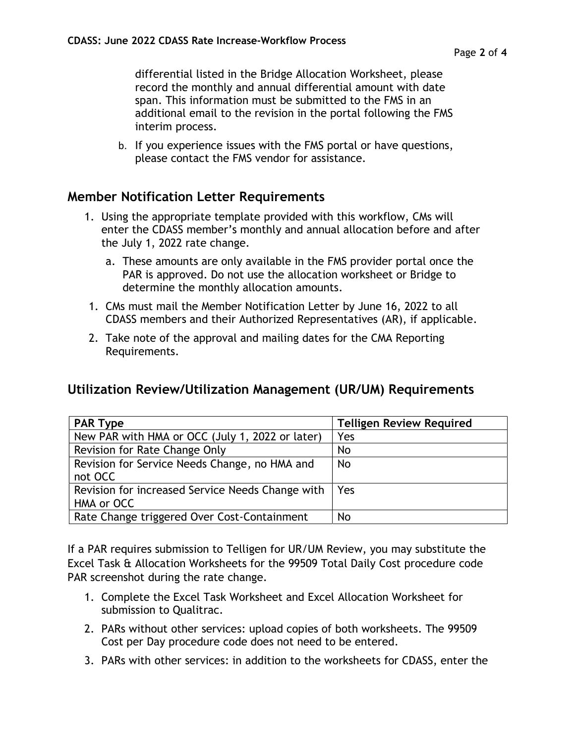differential listed in the Bridge Allocation Worksheet, please record the monthly and annual differential amount with date span. This information must be submitted to the FMS in an additional email to the revision in the portal following the FMS interim process.

b. If you experience issues with the FMS portal or have questions, please contact the FMS vendor for assistance.

## Member Notification Letter Requirements

1. Using the appropriate template provided with this workflow, CMs will enter the CDASS member's monthly and annual allocation before and after the July 1, 2022 rate change.
   a. These amounts are only available in the FMS provider portal once the PAR is approved. Do not use the allocation worksheet or Bridge to determine the monthly allocation amounts.
1. CMs must mail the Member Notification Letter by June 16, 2022 to all CDASS members and their Authorized Representatives (AR), if applicable.
2. Take note of the approval and mailing dates for the CMA Reporting Requirements.

## Utilization Review/Utilization Management (UR/UM) Requirements

| PAR Type | Telligen Review Required |
|---|---|
| New PAR with HMA or OCC (July 1, 2022 or later) | Yes |
| Revision for Rate Change Only | No |
| Revision for Service Needs Change, no HMA and not OCC | No |
| Revision for increased Service Needs Change with HMA or OCC | Yes |
| Rate Change triggered Over Cost-Containment | No |

If a PAR requires submission to Telligen for UR/UM Review, you may substitute the Excel Task & Allocation Worksheets for the 99509 Total Daily Cost procedure code PAR screenshot during the rate change.

1. Complete the Excel Task Worksheet and Excel Allocation Worksheet for submission to Qualitrac.
2. PARs without other services: upload copies of both worksheets. The 99509 Cost per Day procedure code does not need to be entered.
3. PARs with other services: in addition to the worksheets for CDASS, enter the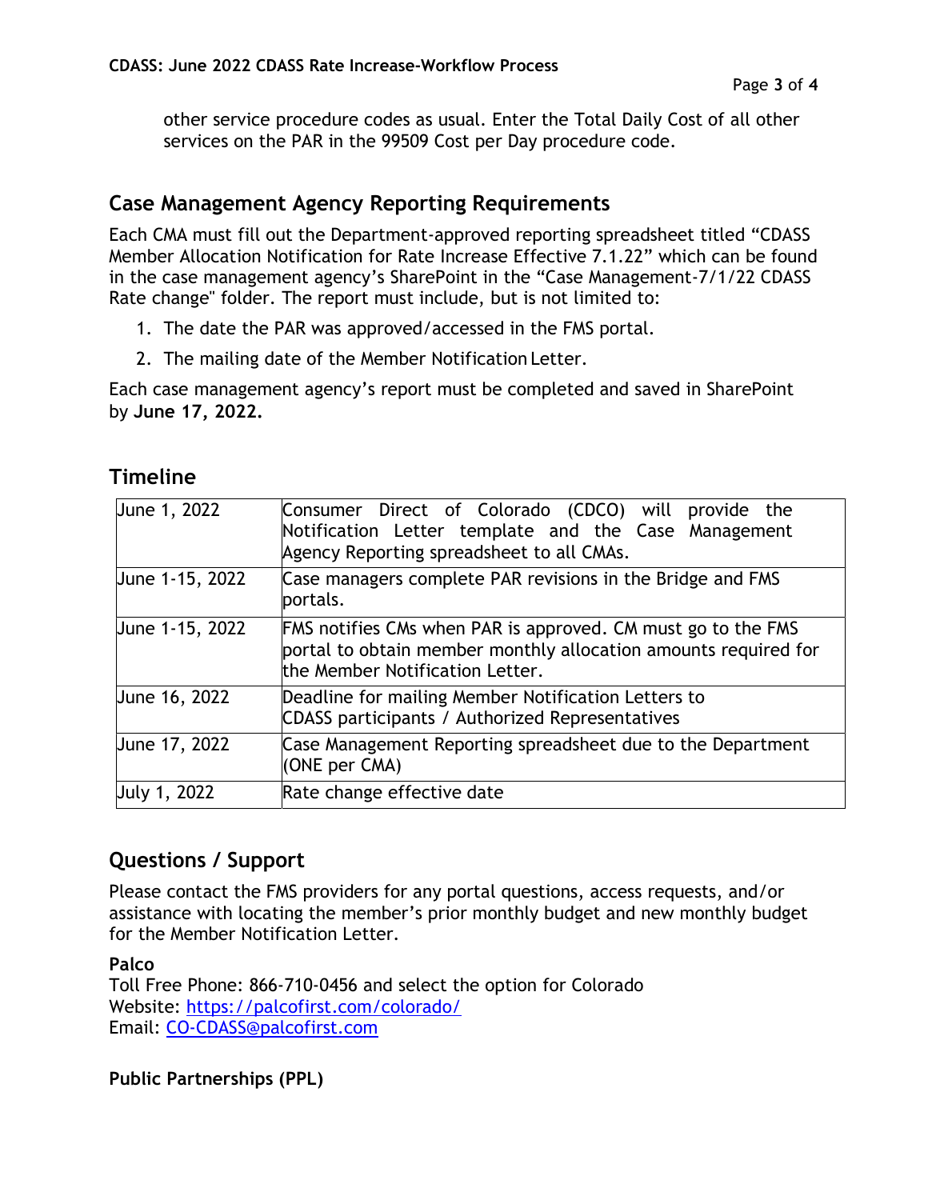other service procedure codes as usual. Enter the Total Daily Cost of all other services on the PAR in the 99509 Cost per Day procedure code.

## Case Management Agency Reporting Requirements

Each CMA must fill out the Department-approved reporting spreadsheet titled "CDASS Member Allocation Notification for Rate Increase Effective 7.1.22" which can be found in the case management agency's SharePoint in the "Case Management-7/1/22 CDASS Rate change" folder. The report must include, but is not limited to:

1. The date the PAR was approved/accessed in the FMS portal.
2. The mailing date of the Member Notification Letter.

Each case management agency's report must be completed and saved in SharePoint by **June 17, 2022.**

## Timeline

| | |
|---|---|
| June 1, 2022 | Consumer Direct of Colorado (CDCO) will provide the Notification Letter template and the Case Management Agency Reporting spreadsheet to all CMAs. |
| June 1-15, 2022 | Case managers complete PAR revisions in the Bridge and FMS portals. |
| June 1-15, 2022 | FMS notifies CMs when PAR is approved. CM must go to the FMS portal to obtain member monthly allocation amounts required for the Member Notification Letter. |
| June 16, 2022 | Deadline for mailing Member Notification Letters to CDASS participants / Authorized Representatives |
| June 17, 2022 | Case Management Reporting spreadsheet due to the Department (ONE per CMA) |
| July 1, 2022 | Rate change effective date |

## Questions / Support

Please contact the FMS providers for any portal questions, access requests, and/or assistance with locating the member's prior monthly budget and new monthly budget for the Member Notification Letter.

**Palco**
Toll Free Phone: 866-710-0456 and select the option for Colorado
Website: https://palcofirst.com/colorado/
Email: CO-CDASS@palcofirst.com

**Public Partnerships (PPL)**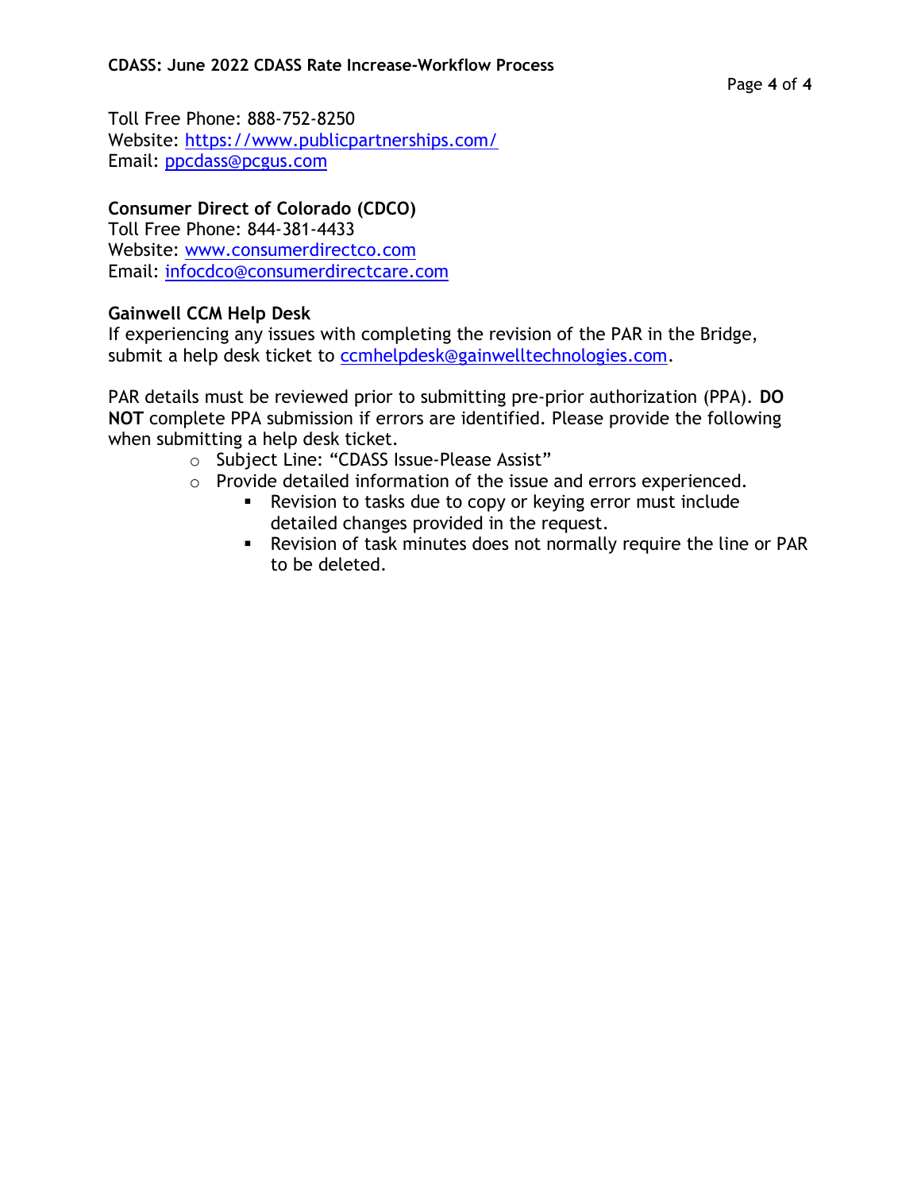Toll Free Phone: 888-752-8250
Website: https://www.publicpartnerships.com/
Email: ppcdass@pcgus.com

**Consumer Direct of Colorado (CDCO)**
Toll Free Phone: 844-381-4433
Website: www.consumerdirectco.com
Email: infocdco@consumerdirectcare.com

**Gainwell CCM Help Desk**
If experiencing any issues with completing the revision of the PAR in the Bridge, submit a help desk ticket to ccmhelpdesk@gainwelltechnologies.com.

PAR details must be reviewed prior to submitting pre-prior authorization (PPA). **DO NOT** complete PPA submission if errors are identified. Please provide the following when submitting a help desk ticket.

- Subject Line: "CDASS Issue-Please Assist"
- Provide detailed information of the issue and errors experienced.
    - Revision to tasks due to copy or keying error must include detailed changes provided in the request.
    - Revision of task minutes does not normally require the line or PAR to be deleted.